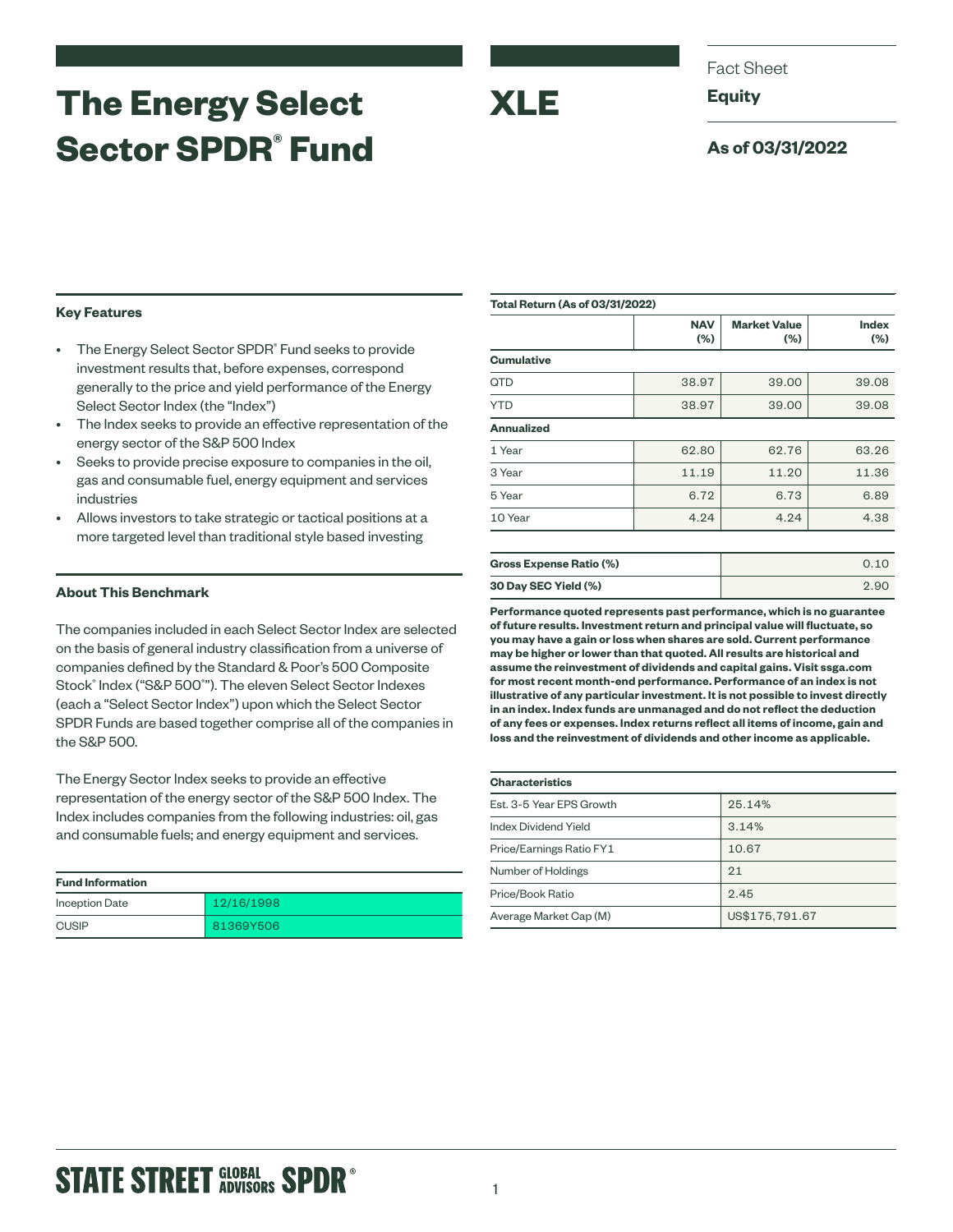# The Energy Select Sector SPDR® Fund

# XLE

Fact Sheet

**Equity**

**As of 03/31/2022**

## Key Features

- The Energy Select Sector SPDR® Fund seeks to provide investment results that, before expenses, correspond generally to the price and yield performance of the Energy Select Sector Index (the "Index")
- The Index seeks to provide an effective representation of the energy sector of the S&P 500 Index
- Seeks to provide precise exposure to companies in the oil, gas and consumable fuel, energy equipment and services industries
- Allows investors to take strategic or tactical positions at a more targeted level than traditional style based investing

## About This Benchmark

The companies included in each Select Sector Index are selected on the basis of general industry classification from a universe of companies defined by the Standard & Poor's 500 Composite Stock® Index ("S&P 500®"). The eleven Select Sector Indexes (each a "Select Sector Index") upon which the Select Sector SPDR Funds are based together comprise all of the companies in the S&P 500.

The Energy Sector Index seeks to provide an effective representation of the energy sector of the S&P 500 Index. The Index includes companies from the following industries: oil, gas and consumable fuels; and energy equipment and services.

| Fund Information | |
|---|---|
| Inception Date | 12/16/1998 |
| CUSIP | 81369Y506 |

**Total Return (As of 03/31/2022)**

| | NAV (%) | Market Value (%) | Index (%) |
|---|---|---|---|
| **Cumulative** | | | |
| QTD | 38.97 | 39.00 | 39.08 |
| YTD | 38.97 | 39.00 | 39.08 |
| **Annualized** | | | |
| 1 Year | 62.80 | 62.76 | 63.26 |
| 3 Year | 11.19 | 11.20 | 11.36 |
| 5 Year | 6.72 | 6.73 | 6.89 |
| 10 Year | 4.24 | 4.24 | 4.38 |

| | |
|---|---|
| **Gross Expense Ratio (%)** | 0.10 |
| **30 Day SEC Yield (%)** | 2.90 |

**Performance quoted represents past performance, which is no guarantee of future results. Investment return and principal value will fluctuate, so you may have a gain or loss when shares are sold. Current performance may be higher or lower than that quoted. All results are historical and assume the reinvestment of dividends and capital gains. Visit ssga.com for most recent month-end performance. Performance of an index is not illustrative of any particular investment. It is not possible to invest directly in an index. Index funds are unmanaged and do not reflect the deduction of any fees or expenses. Index returns reflect all items of income, gain and loss and the reinvestment of dividends and other income as applicable.**

| Characteristics | |
|---|---|
| Est. 3-5 Year EPS Growth | 25.14% |
| Index Dividend Yield | 3.14% |
| Price/Earnings Ratio FY1 | 10.67 |
| Number of Holdings | 21 |
| Price/Book Ratio | 2.45 |
| Average Market Cap (M) | US$175,791.67 |

STATE STREET GLOBAL ADVISORS SPDR®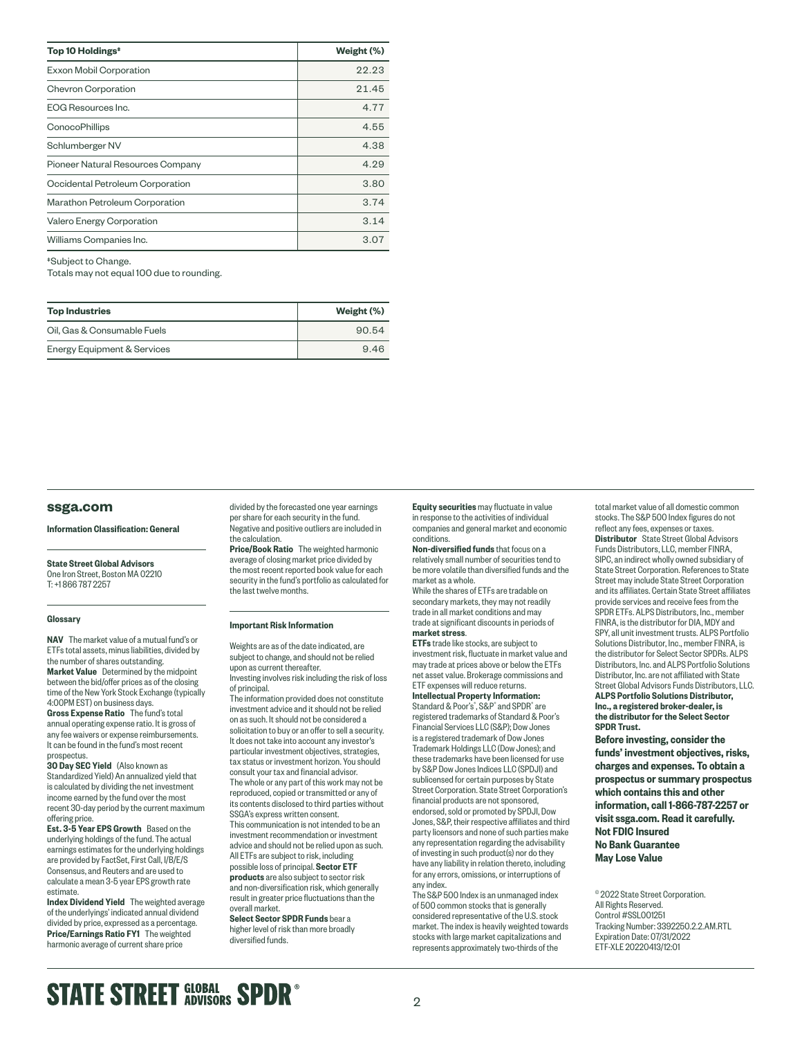| Top 10 Holdings‡ | Weight (%) |
|---|---|
| Exxon Mobil Corporation | 22.23 |
| Chevron Corporation | 21.45 |
| EOG Resources Inc. | 4.77 |
| ConocoPhillips | 4.55 |
| Schlumberger NV | 4.38 |
| Pioneer Natural Resources Company | 4.29 |
| Occidental Petroleum Corporation | 3.80 |
| Marathon Petroleum Corporation | 3.74 |
| Valero Energy Corporation | 3.14 |
| Williams Companies Inc. | 3.07 |

‡Subject to Change.
Totals may not equal 100 due to rounding.

| Top Industries | Weight (%) |
|---|---|
| Oil, Gas & Consumable Fuels | 90.54 |
| Energy Equipment & Services | 9.46 |

**ssga.com**

**Information Classification: General**

**State Street Global Advisors**
One Iron Street, Boston MA 02210
T: +1 866 787 2257

### Glossary

**NAV** The market value of a mutual fund's or ETFs total assets, minus liabilities, divided by the number of shares outstanding.
**Market Value** Determined by the midpoint between the bid/offer prices as of the closing time of the New York Stock Exchange (typically 4:00PM EST) on business days.
**Gross Expense Ratio** The fund's total annual operating expense ratio. It is gross of any fee waivers or expense reimbursements. It can be found in the fund's most recent prospectus.
**30 Day SEC Yield** (Also known as Standardized Yield) An annualized yield that is calculated by dividing the net investment income earned by the fund over the most recent 30-day period by the current maximum offering price.
**Est. 3-5 Year EPS Growth** Based on the underlying holdings of the fund. The actual earnings estimates for the underlying holdings are provided by FactSet, First Call, I/B/E/S Consensus, and Reuters and are used to calculate a mean 3-5 year EPS growth rate estimate.
**Index Dividend Yield** The weighted average of the underlyings' indicated annual dividend divided by price, expressed as a percentage.
**Price/Earnings Ratio FY1** The weighted harmonic average of current share price divided by the forecasted one year earnings per share for each security in the fund. Negative and positive outliers are included in the calculation.
**Price/Book Ratio** The weighted harmonic average of closing market price divided by the most recent reported book value for each security in the fund's portfolio as calculated for the last twelve months.

### Important Risk Information

Weights are as of the date indicated, are subject to change, and should not be relied upon as current thereafter.
Investing involves risk including the risk of loss of principal.
The information provided does not constitute investment advice and it should not be relied on as such. It should not be considered a solicitation to buy or an offer to sell a security. It does not take into account any investor's particular investment objectives, strategies, tax status or investment horizon. You should consult your tax and financial advisor.
The whole or any part of this work may not be reproduced, copied or transmitted or any of its contents disclosed to third parties without SSGA's express written consent.
This communication is not intended to be an investment recommendation or investment advice and should not be relied upon as such.
All ETFs are subject to risk, including possible loss of principal. **Sector ETF products** are also subject to sector risk and non-diversification risk, which generally result in greater price fluctuations than the overall market.
**Select Sector SPDR Funds** bear a higher level of risk than more broadly diversified funds.
**Equity securities** may fluctuate in value in response to the activities of individual companies and general market and economic conditions.
**Non-diversified funds** that focus on a relatively small number of securities tend to be more volatile than diversified funds and the market as a whole.
While the shares of ETFs are tradable on secondary markets, they may not readily trade in all market conditions and may trade at significant discounts in periods of **market stress**.
**ETFs** trade like stocks, are subject to investment risk, fluctuate in market value and may trade at prices above or below the ETFs net asset value. Brokerage commissions and ETF expenses will reduce returns.
**Intellectual Property Information:** Standard & Poor's®, S&P® and SPDR® are registered trademarks of Standard & Poor's Financial Services LLC (S&P); Dow Jones is a registered trademark of Dow Jones Trademark Holdings LLC (Dow Jones); and these trademarks have been licensed for use by S&P Dow Jones Indices LLC (SPDJI) and sublicensed for certain purposes by State Street Corporation. State Street Corporation's financial products are not sponsored, endorsed, sold or promoted by SPDJI, Dow Jones, S&P, their respective affiliates and third party licensors and none of such parties make any representation regarding the advisability of investing in such product(s) nor do they have any liability in relation thereto, including for any errors, omissions, or interruptions of any index.
The S&P 500 Index is an unmanaged index of 500 common stocks that is generally considered representative of the U.S. stock market. The index is heavily weighted towards stocks with large market capitalizations and represents approximately two-thirds of the total market value of all domestic common stocks. The S&P 500 Index figures do not reflect any fees, expenses or taxes.
**Distributor** State Street Global Advisors Funds Distributors, LLC, member FINRA, SIPC, an indirect wholly owned subsidiary of State Street Corporation. References to State Street may include State Street Corporation and its affiliates. Certain State Street affiliates provide services and receive fees from the SPDR ETFs. ALPS Distributors, Inc., member FINRA, is the distributor for DIA, MDY and SPY, all unit investment trusts. ALPS Portfolio Solutions Distributor, Inc., member FINRA, is the distributor for Select Sector SPDRs. ALPS Distributors, Inc. and ALPS Portfolio Solutions Distributor, Inc. are not affiliated with State Street Global Advisors Funds Distributors, LLC.
**ALPS Portfolio Solutions Distributor, Inc., a registered broker-dealer, is the distributor for the Select Sector SPDR Trust.**

**Before investing, consider the funds' investment objectives, risks, charges and expenses. To obtain a prospectus or summary prospectus which contains this and other information, call 1-866-787-2257 or visit ssga.com. Read it carefully.**
**Not FDIC Insured**
**No Bank Guarantee**
**May Lose Value**

© 2022 State Street Corporation.
All Rights Reserved.
Control #SSL001251
Tracking Number: 3392250.2.2.AM.RTL
Expiration Date: 07/31/2022
ETF-XLE 20220413/12:01

STATE STREET GLOBAL ADVISORS SPDR®